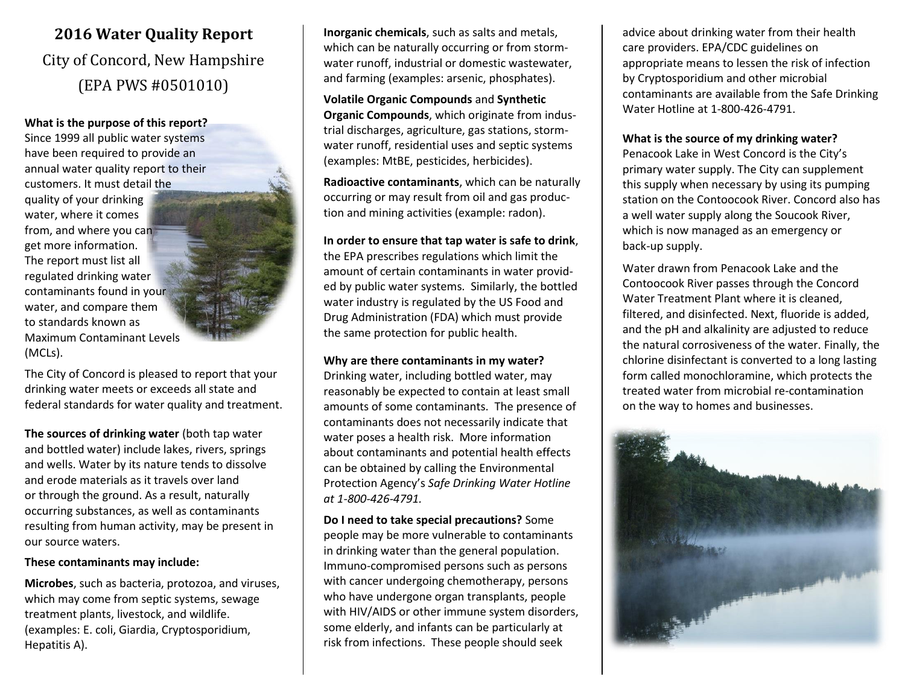# 2016 Water Quality Report

## City of Concord, New Hampshire

## (EPA PWS #0501010)

**What is the purpose of this report?** Since 1999 all public water systems have been required to provide an annual water quality report to their customers. It must detail the quality of your drinking water, where it comes from, and where you can get more information. The report must list all regulated drinking water contaminants found in your water, and compare them to standards known as Maximum Contaminant Levels (MCLs).

The City of Concord is pleased to report that your drinking water meets or exceeds all state and federal standards for water quality and treatment.

**The sources of drinking water** (both tap water and bottled water) include lakes, rivers, springs and wells. Water by its nature tends to dissolve and erode materials as it travels over land or through the ground. As a result, naturally occurring substances, as well as contaminants resulting from human activity, may be present in our source waters.

**These contaminants may include:**

**Microbes**, such as bacteria, protozoa, and viruses, which may come from septic systems, sewage treatment plants, livestock, and wildlife. (examples: E. coli, Giardia, Cryptosporidium, Hepatitis A).

**Inorganic chemicals**, such as salts and metals, which can be naturally occurring or from storm-water runoff, industrial or domestic wastewater, and farming (examples: arsenic, phosphates).

**Volatile Organic Compounds** and **Synthetic Organic Compounds**, which originate from industrial discharges, agriculture, gas stations, storm-water runoff, residential uses and septic systems (examples: MtBE, pesticides, herbicides).

**Radioactive contaminants**, which can be naturally occurring or may result from oil and gas production and mining activities (example: radon).

**In order to ensure that tap water is safe to drink**, the EPA prescribes regulations which limit the amount of certain contaminants in water provided by public water systems. Similarly, the bottled water industry is regulated by the US Food and Drug Administration (FDA) which must provide the same protection for public health.

**Why are there contaminants in my water?** Drinking water, including bottled water, may reasonably be expected to contain at least small amounts of some contaminants. The presence of contaminants does not necessarily indicate that water poses a health risk. More information about contaminants and potential health effects can be obtained by calling the Environmental Protection Agency's *Safe Drinking Water Hotline at 1-800-426-4791.*

**Do I need to take special precautions?** Some people may be more vulnerable to contaminants in drinking water than the general population. Immuno-compromised persons such as persons with cancer undergoing chemotherapy, persons who have undergone organ transplants, people with HIV/AIDS or other immune system disorders, some elderly, and infants can be particularly at risk from infections. These people should seek advice about drinking water from their health care providers. EPA/CDC guidelines on appropriate means to lessen the risk of infection by Cryptosporidium and other microbial contaminants are available from the Safe Drinking Water Hotline at 1-800-426-4791.

**What is the source of my drinking water?** Penacook Lake in West Concord is the City's primary water supply. The City can supplement this supply when necessary by using its pumping station on the Contoocook River. Concord also has a well water supply along the Soucook River, which is now managed as an emergency or back-up supply.

Water drawn from Penacook Lake and the Contoocook River passes through the Concord Water Treatment Plant where it is cleaned, filtered, and disinfected. Next, fluoride is added, and the pH and alkalinity are adjusted to reduce the natural corrosiveness of the water. Finally, the chlorine disinfectant is converted to a long lasting form called monochloramine, which protects the treated water from microbial re-contamination on the way to homes and businesses.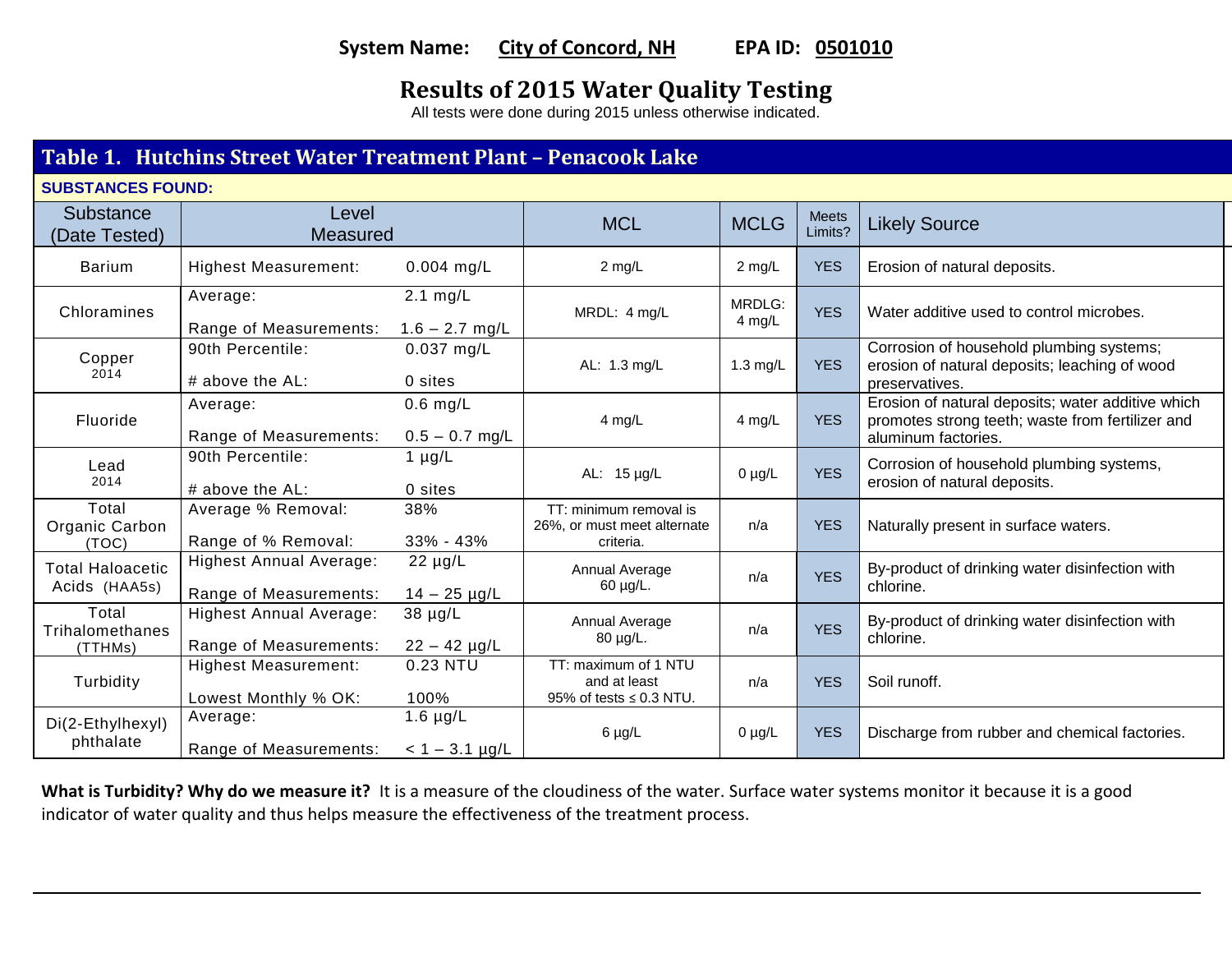**System Name:** City of Concord, NH **EPA ID:** 0501010

# Results of 2015 Water Quality Testing

All tests were done during 2015 unless otherwise indicated.

## Table 1. Hutchins Street Water Treatment Plant – Penacook Lake

**SUBSTANCES FOUND:**

| Substance (Date Tested) | Level Measured | | MCL | MCLG | Meets Limits? | Likely Source |
|---|---|---|---|---|---|---|
| Barium | Highest Measurement: | 0.004 mg/L | 2 mg/L | 2 mg/L | YES | Erosion of natural deposits. |
| Chloramines | Average:<br>Range of Measurements: | 2.1 mg/L<br>1.6 – 2.7 mg/L | MRDL: 4 mg/L | MRDLG: 4 mg/L | YES | Water additive used to control microbes. |
| Copper 2014 | 90th Percentile:<br># above the AL: | 0.037 mg/L<br>0 sites | AL: 1.3 mg/L | 1.3 mg/L | YES | Corrosion of household plumbing systems; erosion of natural deposits; leaching of wood preservatives. |
| Fluoride | Average:<br>Range of Measurements: | 0.6 mg/L<br>0.5 – 0.7 mg/L | 4 mg/L | 4 mg/L | YES | Erosion of natural deposits; water additive which promotes strong teeth; waste from fertilizer and aluminum factories. |
| Lead 2014 | 90th Percentile:<br># above the AL: | 1 µg/L<br>0 sites | AL: 15 µg/L | 0 µg/L | YES | Corrosion of household plumbing systems, erosion of natural deposits. |
| Total Organic Carbon (TOC) | Average % Removal:<br>Range of % Removal: | 38%<br>33% - 43% | TT: minimum removal is 26%, or must meet alternate criteria. | n/a | YES | Naturally present in surface waters. |
| Total Haloacetic Acids (HAA5s) | Highest Annual Average:<br>Range of Measurements: | 22 µg/L<br>14 – 25 µg/L | Annual Average 60 µg/L. | n/a | YES | By-product of drinking water disinfection with chlorine. |
| Total Trihalomethanes (TTHMs) | Highest Annual Average:<br>Range of Measurements: | 38 µg/L<br>22 – 42 µg/L | Annual Average 80 µg/L. | n/a | YES | By-product of drinking water disinfection with chlorine. |
| Turbidity | Highest Measurement:<br>Lowest Monthly % OK: | 0.23 NTU<br>100% | TT: maximum of 1 NTU and at least 95% of tests ≤ 0.3 NTU. | n/a | YES | Soil runoff. |
| Di(2-Ethylhexyl) phthalate | Average:<br>Range of Measurements: | 1.6 µg/L<br>< 1 – 3.1 µg/L | 6 µg/L | 0 µg/L | YES | Discharge from rubber and chemical factories. |

**What is Turbidity? Why do we measure it?** It is a measure of the cloudiness of the water. Surface water systems monitor it because it is a good indicator of water quality and thus helps measure the effectiveness of the treatment process.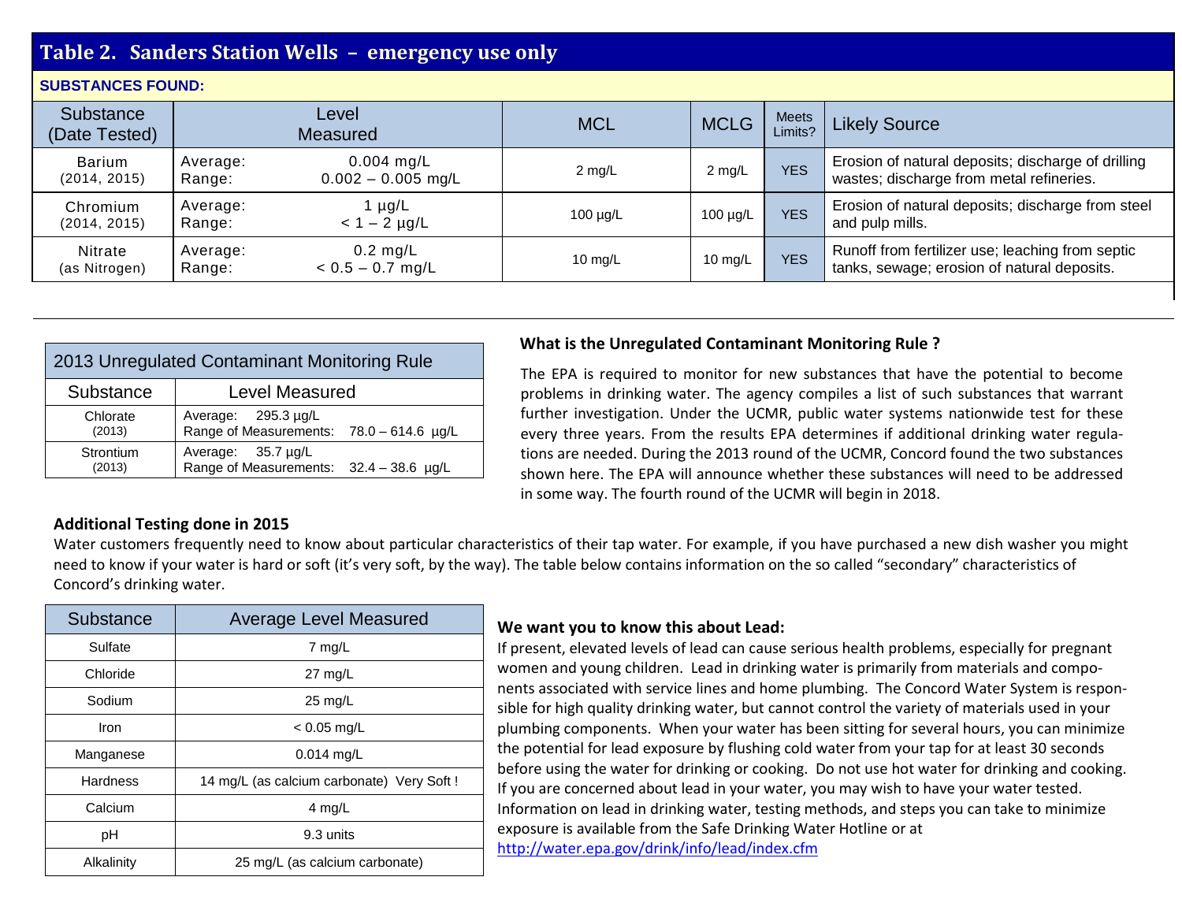## Table 2. Sanders Station Wells – emergency use only

**SUBSTANCES FOUND:**

| Substance (Date Tested) | Level Measured | | MCL | MCLG | Meets Limits? | Likely Source |
|---|---|---|---|---|---|---|
| Barium (2014, 2015) | Average: Range: | 0.004 mg/L 0.002 – 0.005 mg/L | 2 mg/L | 2 mg/L | YES | Erosion of natural deposits; discharge of drilling wastes; discharge from metal refineries. |
| Chromium (2014, 2015) | Average: Range: | 1 µg/L < 1 – 2 µg/L | 100 µg/L | 100 µg/L | YES | Erosion of natural deposits; discharge from steel and pulp mills. |
| Nitrate (as Nitrogen) | Average: Range: | 0.2 mg/L < 0.5 – 0.7 mg/L | 10 mg/L | 10 mg/L | YES | Runoff from fertilizer use; leaching from septic tanks, sewage; erosion of natural deposits. |

| 2013 Unregulated Contaminant Monitoring Rule | |
|---|---|
| **Substance** | **Level Measured** |
| Chlorate (2013) | Average: 295.3 µg/L<br>Range of Measurements: 78.0 – 614.6 µg/L |
| Strontium (2013) | Average: 35.7 µg/L<br>Range of Measurements: 32.4 – 38.6 µg/L |

### What is the Unregulated Contaminant Monitoring Rule ?

The EPA is required to monitor for new substances that have the potential to become problems in drinking water. The agency compiles a list of such substances that warrant further investigation. Under the UCMR, public water systems nationwide test for these every three years. From the results EPA determines if additional drinking water regulations are needed. During the 2013 round of the UCMR, Concord found the two substances shown here. The EPA will announce whether these substances will need to be addressed in some way. The fourth round of the UCMR will begin in 2018.

### Additional Testing done in 2015

Water customers frequently need to know about particular characteristics of their tap water. For example, if you have purchased a new dish washer you might need to know if your water is hard or soft (it's very soft, by the way). The table below contains information on the so called "secondary" characteristics of Concord's drinking water.

| Substance | Average Level Measured |
|---|---|
| Sulfate | 7 mg/L |
| Chloride | 27 mg/L |
| Sodium | 25 mg/L |
| Iron | < 0.05 mg/L |
| Manganese | 0.014 mg/L |
| Hardness | 14 mg/L (as calcium carbonate) Very Soft ! |
| Calcium | 4 mg/L |
| pH | 9.3 units |
| Alkalinity | 25 mg/L (as calcium carbonate) |

### We want you to know this about Lead:

If present, elevated levels of lead can cause serious health problems, especially for pregnant women and young children. Lead in drinking water is primarily from materials and components associated with service lines and home plumbing. The Concord Water System is responsible for high quality drinking water, but cannot control the variety of materials used in your plumbing components. When your water has been sitting for several hours, you can minimize the potential for lead exposure by flushing cold water from your tap for at least 30 seconds before using the water for drinking or cooking. Do not use hot water for drinking and cooking. If you are concerned about lead in your water, you may wish to have your water tested. Information on lead in drinking water, testing methods, and steps you can take to minimize exposure is available from the Safe Drinking Water Hotline or at http://water.epa.gov/drink/info/lead/index.cfm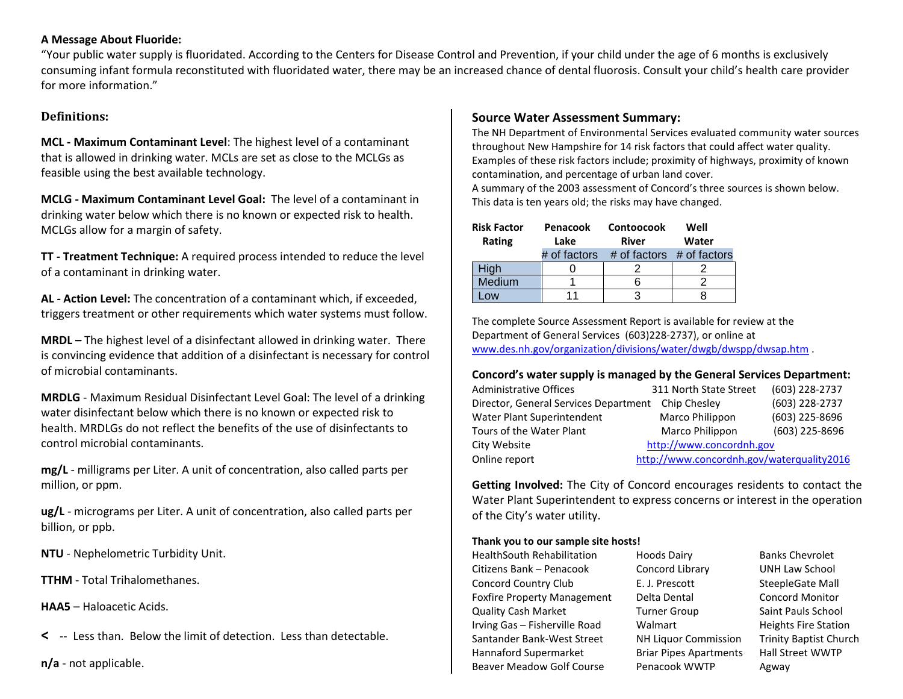**A Message About Fluoride:**

"Your public water supply is fluoridated. According to the Centers for Disease Control and Prevention, if your child under the age of 6 months is exclusively consuming infant formula reconstituted with fluoridated water, there may be an increased chance of dental fluorosis. Consult your child's health care provider for more information."

## Definitions:

**MCL - Maximum Contaminant Level**: The highest level of a contaminant that is allowed in drinking water. MCLs are set as close to the MCLGs as feasible using the best available technology.

**MCLG - Maximum Contaminant Level Goal:** The level of a contaminant in drinking water below which there is no known or expected risk to health. MCLGs allow for a margin of safety.

**TT - Treatment Technique:** A required process intended to reduce the level of a contaminant in drinking water.

**AL - Action Level:** The concentration of a contaminant which, if exceeded, triggers treatment or other requirements which water systems must follow.

**MRDL –** The highest level of a disinfectant allowed in drinking water. There is convincing evidence that addition of a disinfectant is necessary for control of microbial contaminants.

**MRDLG** - Maximum Residual Disinfectant Level Goal: The level of a drinking water disinfectant below which there is no known or expected risk to health. MRDLGs do not reflect the benefits of the use of disinfectants to control microbial contaminants.

**mg/L** - milligrams per Liter. A unit of concentration, also called parts per million, or ppm.

**ug/L** - micrograms per Liter. A unit of concentration, also called parts per billion, or ppb.

**NTU** - Nephelometric Turbidity Unit.

**TTHM** - Total Trihalomethanes.

**HAA5** – Haloacetic Acids.

**<** -- Less than. Below the limit of detection. Less than detectable.

**n/a** - not applicable.

## Source Water Assessment Summary:

The NH Department of Environmental Services evaluated community water sources throughout New Hampshire for 14 risk factors that could affect water quality. Examples of these risk factors include; proximity of highways, proximity of known contamination, and percentage of urban land cover.

A summary of the 2003 assessment of Concord's three sources is shown below. This data is ten years old; the risks may have changed.

| Risk Factor Rating | Penacook Lake | Contoocook River | Well Water |
|---|---|---|---|
| | # of factors | # of factors | # of factors |
| High | 0 | 2 | 2 |
| Medium | 1 | 6 | 2 |
| Low | 11 | 3 | 8 |

The complete Source Assessment Report is available for review at the Department of General Services (603)228-2737), or online at www.des.nh.gov/organization/divisions/water/dwgb/dwspp/dwsap.htm .

**Concord's water supply is managed by the General Services Department:**

| | | |
|---|---|---|
| Administrative Offices | 311 North State Street | (603) 228-2737 |
| Director, General Services Department | Chip Chesley | (603) 228-2737 |
| Water Plant Superintendent | Marco Philippon | (603) 225-8696 |
| Tours of the Water Plant | Marco Philippon | (603) 225-8696 |
| City Website | http://www.concordnh.gov | |
| Online report | http://www.concordnh.gov/waterquality2016 | |

**Getting Involved:** The City of Concord encourages residents to contact the Water Plant Superintendent to express concerns or interest in the operation of the City's water utility.

**Thank you to our sample site hosts!**

| | | |
|---|---|---|
| HealthSouth Rehabilitation | Hoods Dairy | Banks Chevrolet |
| Citizens Bank – Penacook | Concord Library | UNH Law School |
| Concord Country Club | E. J. Prescott | SteepleGate Mall |
| Foxfire Property Management | Delta Dental | Concord Monitor |
| Quality Cash Market | Turner Group | Saint Pauls School |
| Irving Gas – Fisherville Road | Walmart | Heights Fire Station |
| Santander Bank-West Street | NH Liquor Commission | Trinity Baptist Church |
| Hannaford Supermarket | Briar Pipes Apartments | Hall Street WWTP |
| Beaver Meadow Golf Course | Penacook WWTP | Agway |